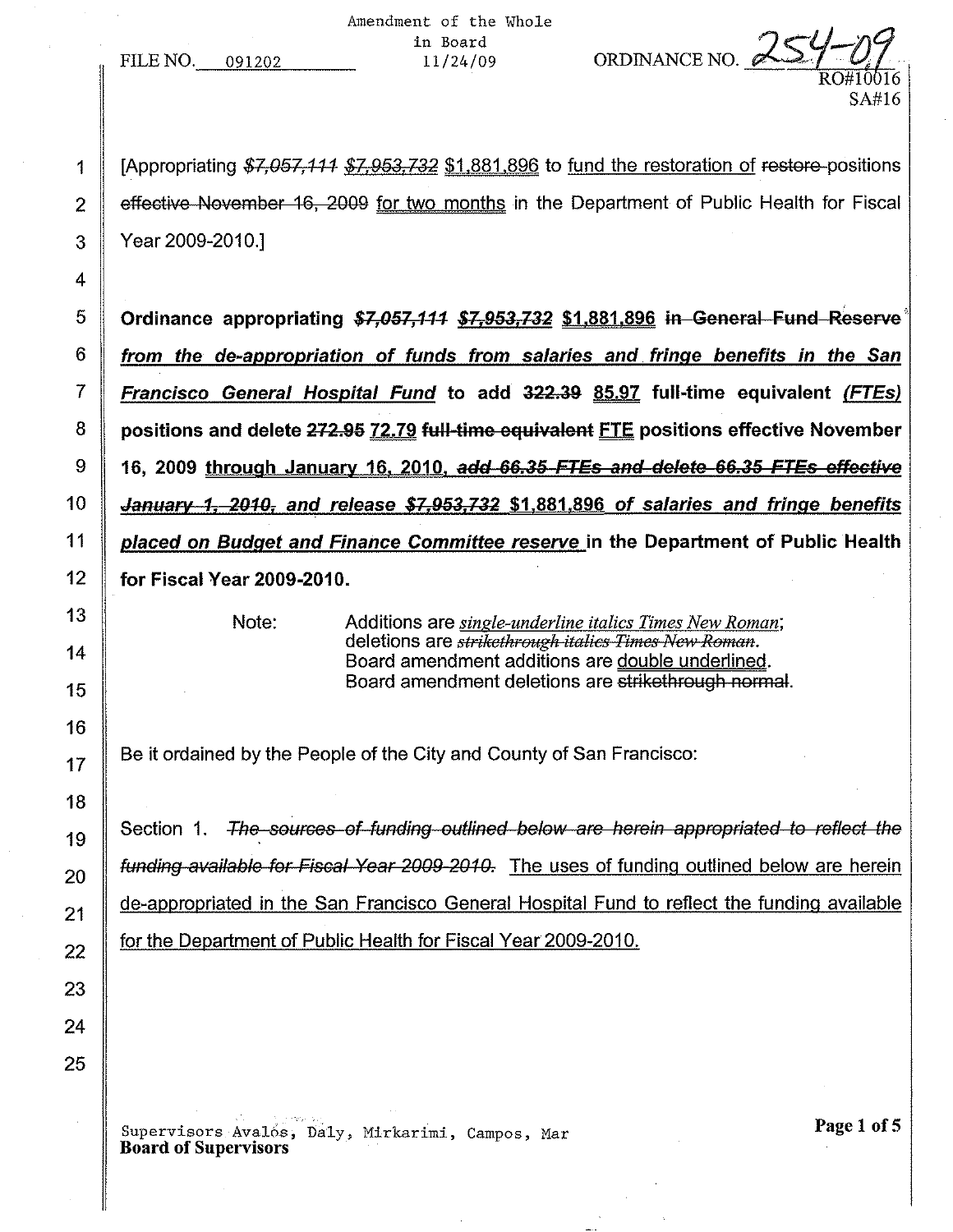Amendment of the Whole in Board 11/24/09

FILE NO. 091202

ORDINANCE NO. 254-09

RO#10016
SA#16

[Appropriating ~~*$7,057,111*~~ ~~*$7,953,732*~~ <u>$1,881,896</u> to <u>fund the restoration of</u> ~~restore~~ positions ~~effective November 16, 2009~~ <u>for two months</u> in the Department of Public Health for Fiscal Year 2009-2010.]

**Ordinance appropriating ~~*$7,057,111*~~ ~~*$7,953,732*~~ <u>$1,881,896</u> ~~in General Fund Reserve~~ *<u>from the de-appropriation of funds from salaries and fringe benefits in the San Francisco General Hospital Fund</u>* to add ~~322.39~~ <u>85.97</u> full-time equivalent *<u>(FTEs)</u>* positions and delete ~~272.95~~ <u>72.79</u> ~~full-time equivalent~~ <u>FTE</u> positions effective November 16, 2009 <u>through January 16, 2010</u>*<u>,</u>* ~~*add 66.35 FTEs and delete 66.35 FTEs effective January 1, 2010,*~~ *<u>and release</u>* ~~*$7,953,732*~~ <u>$1,881,896</u> *<u>of salaries and fringe benefits placed on Budget and Finance Committee reserve</u>* in the Department of Public Health for Fiscal Year 2009-2010.**

Note: Additions are *<u>single-underline italics Times New Roman</u>*; deletions are ~~*strikethrough italics Times New Roman*~~. Board amendment additions are <u>double underlined</u>. Board amendment deletions are ~~strikethrough normal~~.

Be it ordained by the People of the City and County of San Francisco:

Section 1. ~~*The sources of funding outlined below are herein appropriated to reflect the funding available for Fiscal Year 2009-2010.*~~ <u>The uses of funding outlined below are herein de-appropriated in the San Francisco General Hospital Fund to reflect the funding available for the Department of Public Health for Fiscal Year 2009-2010.</u>

Supervisors Avalos, Daly, Mirkarimi, Campos, Mar
**Board of Supervisors**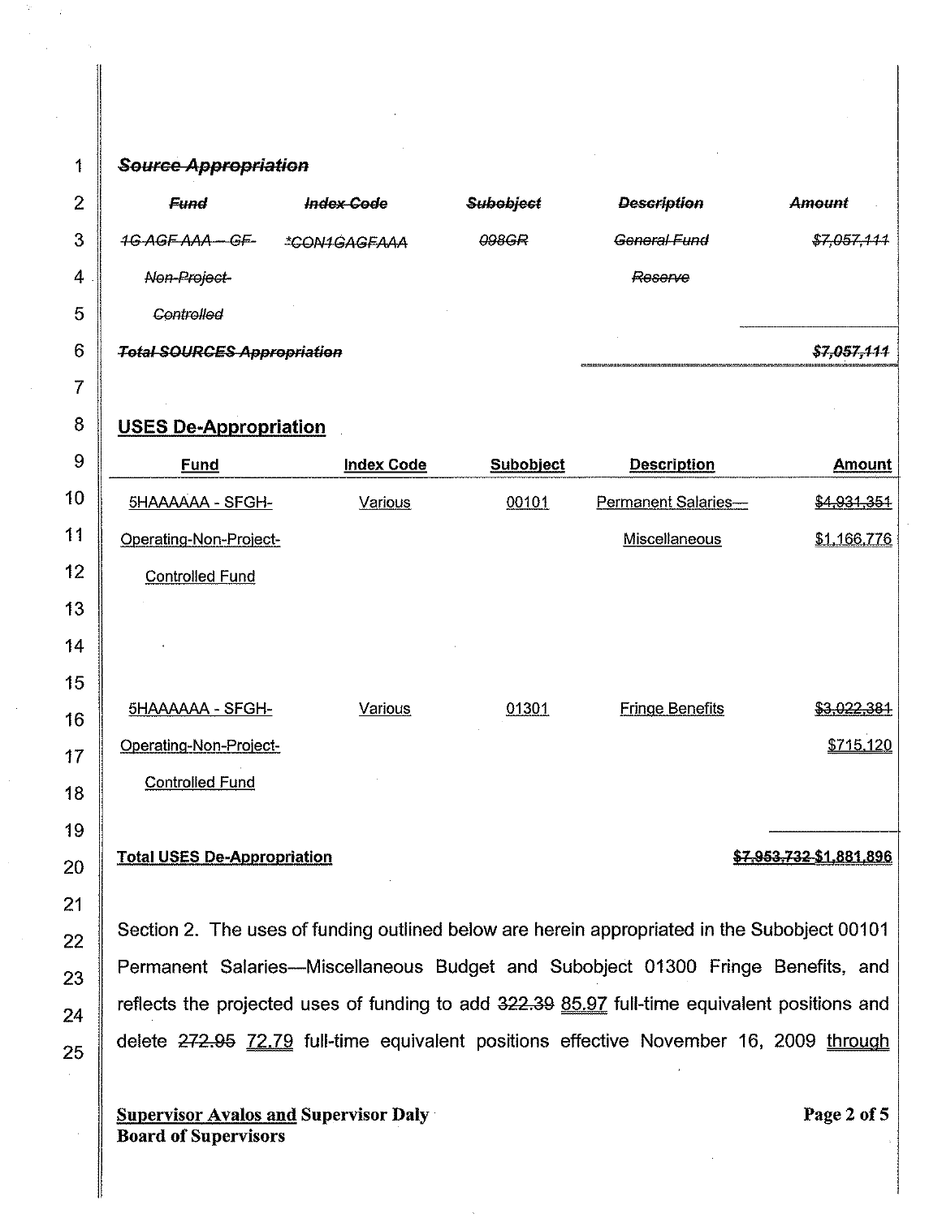~~***Source Appropriation***~~

| ~~*Fund*~~ | ~~*Index Code*~~ | ~~*Subobject*~~ | ~~*Description*~~ | ~~*Amount*~~ |
|---|---|---|---|---|
| ~~*1G AGF AAA – GF-Non-Project-Controlled*~~ | ~~*\*CON1GAGFAAA*~~ | ~~*098GR*~~ | ~~*General Fund Reserve*~~ | ~~*$7,057,111*~~ |
| ~~***Total SOURCES Appropriation***~~ | | | | ~~***$7,057,111***~~ |

## USES De-Appropriation

| Fund | Index Code | Subobject | Description | Amount |
|---|---|---|---|---|
| 5HAAAAAA - SFGH-Operating-Non-Project-Controlled Fund | Various | 00101 | Permanent Salaries—Miscellaneous | ~~$4,931,351~~ $1,166,776 |
| 5HAAAAAA - SFGH-Operating-Non-Project-Controlled Fund | Various | 01301 | Fringe Benefits | ~~$3,022,381~~ $715,120 |
| **Total USES De-Appropriation** | | | | ~~**$7,953,732**~~ **$1,881,896** |

Section 2. The uses of funding outlined below are herein appropriated in the Subobject 00101 Permanent Salaries—Miscellaneous Budget and Subobject 01300 Fringe Benefits, and reflects the projected uses of funding to add ~~322.39~~ 85.97 full-time equivalent positions and delete ~~272.95~~ 72.79 full-time equivalent positions effective November 16, 2009 through

**Supervisor Avalos and Supervisor Daly**
**Board of Supervisors**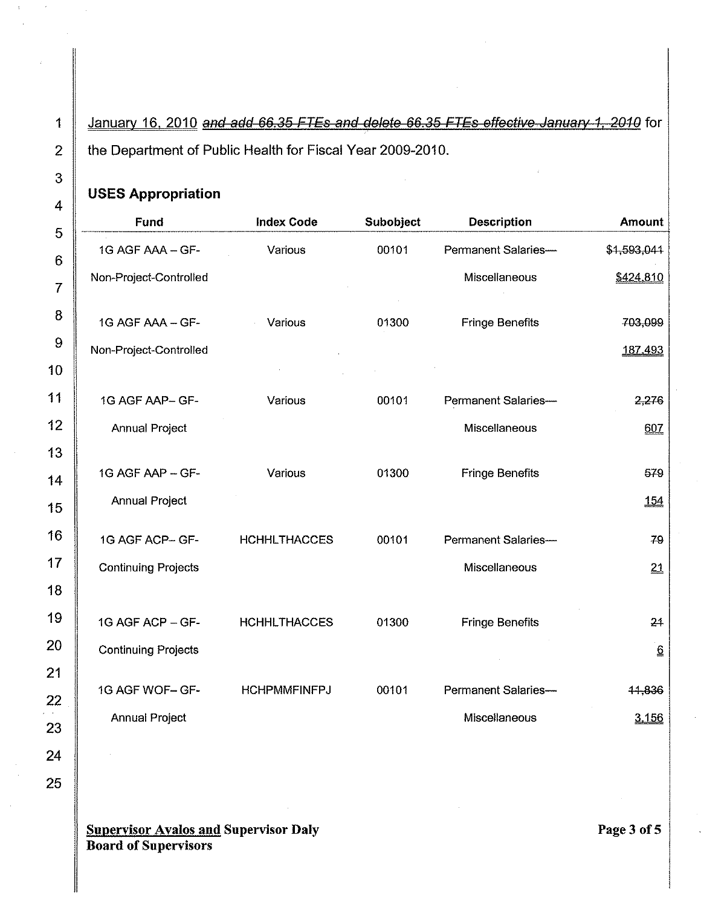January 16, 2010 ~~and add 66.35 FTEs and delete 66.35 FTEs effective January 1, 2010~~ for the Department of Public Health for Fiscal Year 2009-2010.

**USES Appropriation**

| Fund | Index Code | Subobject | Description | Amount |
|---|---|---|---|---|
| 1G AGF AAA – GF-Non-Project-Controlled | Various | 00101 | Permanent Salaries—Miscellaneous | ~~$1,593,041~~ $424,810 |
| 1G AGF AAA – GF-Non-Project-Controlled | Various | 01300 | Fringe Benefits | ~~703,099~~ 187,493 |
| 1G AGF AAP– GF-Annual Project | Various | 00101 | Permanent Salaries—Miscellaneous | ~~2,276~~ 607 |
| 1G AGF AAP – GF-Annual Project | Various | 01300 | Fringe Benefits | ~~579~~ 154 |
| 1G AGF ACP– GF-Continuing Projects | HCHHLTHACCES | 00101 | Permanent Salaries—Miscellaneous | ~~79~~ 21 |
| 1G AGF ACP – GF-Continuing Projects | HCHHLTHACCES | 01300 | Fringe Benefits | ~~24~~ 6 |
| 1G AGF WOF– GF-Annual Project | HCHPMMFINFPJ | 00101 | Permanent Salaries—Miscellaneous | ~~11,836~~ 3,156 |

**Supervisor Avalos and Supervisor Daly**
**Board of Supervisors**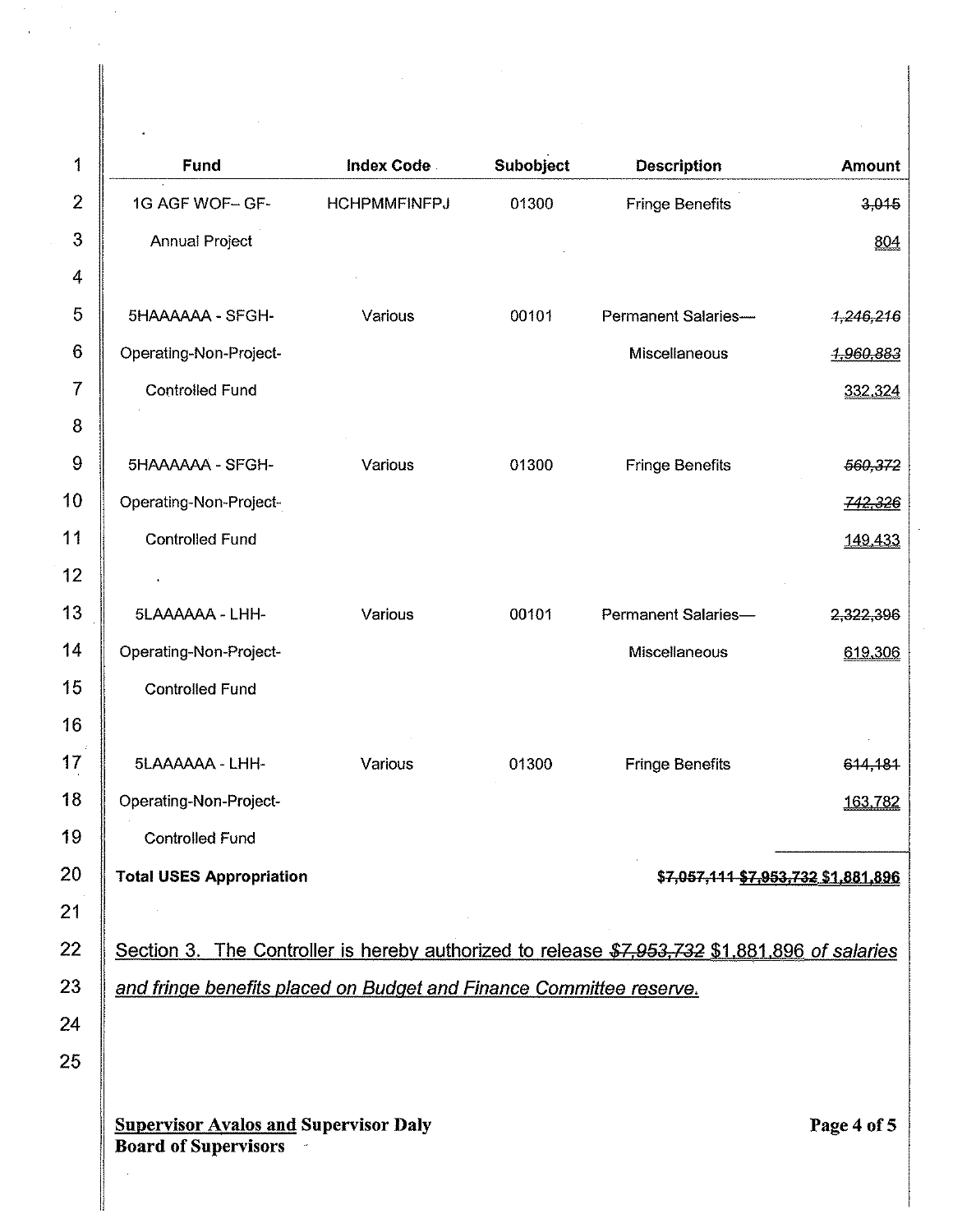| Fund | Index Code | Subobject | Description | Amount |
|---|---|---|---|---|
| 1G AGF WOF– GF-Annual Project | HCHPMMFINFPJ | 01300 | Fringe Benefits | ~~3,045~~ 804 |
| 5HAAAAAA - SFGH-Operating-Non-Project-Controlled Fund | Various | 00101 | Permanent Salaries—Miscellaneous | ~~*1,246,216*~~ ~~*1,960,883*~~ 332,324 |
| 5HAAAAAA - SFGH-Operating-Non-Project-Controlled Fund | Various | 01300 | Fringe Benefits | ~~*560,372*~~ ~~*742,326*~~ 149,433 |
| 5LAAAAAA - LHH-Operating-Non-Project-Controlled Fund | Various | 00101 | Permanent Salaries—Miscellaneous | ~~2,322,396~~ 619,306 |
| 5LAAAAAA - LHH-Operating-Non-Project-Controlled Fund | Various | 01300 | Fringe Benefits | ~~614,184~~ 163,782 |
| **Total USES Appropriation** | | | | **~~$7,057,111~~ ~~$7,953,732~~ $1,881,896** |

Section 3. The Controller is hereby authorized to release ~~*$7,953,732*~~ $1,881,896 *of salaries and fringe benefits placed on Budget and Finance Committee reserve.*

**Supervisor Avalos and Supervisor Daly**
**Board of Supervisors**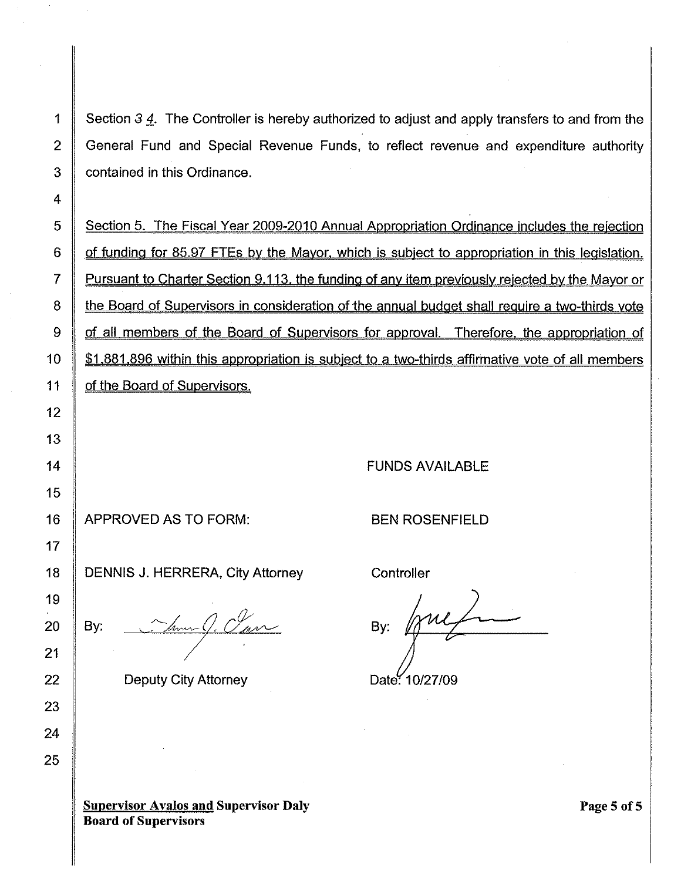Section ~~3~~ 4. The Controller is hereby authorized to adjust and apply transfers to and from the General Fund and Special Revenue Funds, to reflect revenue and expenditure authority contained in this Ordinance.

<u>Section 5. The Fiscal Year 2009-2010 Annual Appropriation Ordinance includes the rejection of funding for 85.97 FTEs by the Mayor, which is subject to appropriation in this legislation. Pursuant to Charter Section 9.113, the funding of any item previously rejected by the Mayor or the Board of Supervisors in consideration of the annual budget shall require a two-thirds vote of all members of the Board of Supervisors for approval. Therefore, the appropriation of $1,881,896 within this appropriation is subject to a two-thirds affirmative vote of all members of the Board of Supervisors.</u>

FUNDS AVAILABLE

APPROVED AS TO FORM:

DENNIS J. HERRERA, City Attorney

By: ____________________

Deputy City Attorney

BEN ROSENFIELD

Controller

By: ____________________

Date: 10/27/09

**<u>Supervisor Avalos and</u> Supervisor Daly**
**Board of Supervisors**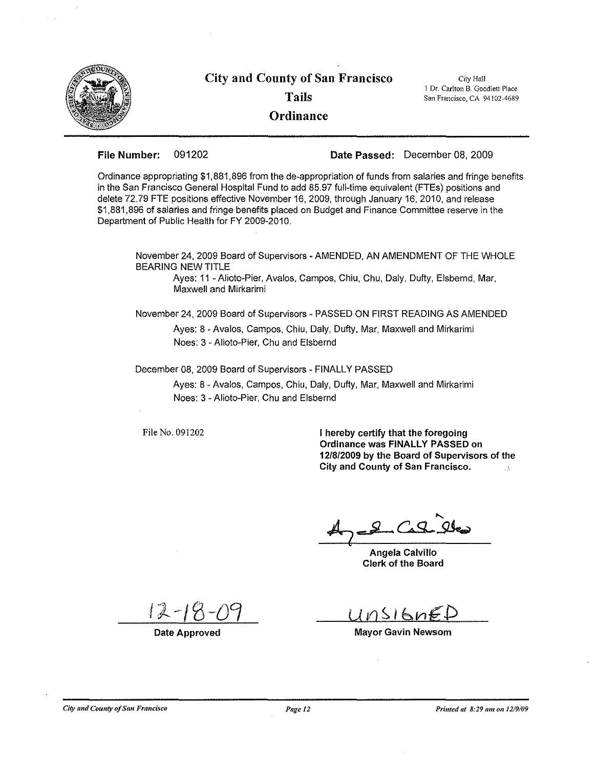# City and County of San Francisco

## Tails

## Ordinance

City Hall
1 Dr. Carlton B. Goodlett Place
San Francisco, CA 94102-4689

**File Number:** 091202 **Date Passed:** December 08, 2009

Ordinance appropriating $1,881,896 from the de-appropriation of funds from salaries and fringe benefits in the San Francisco General Hospital Fund to add 85.97 full-time equivalent (FTEs) positions and delete 72.79 FTE positions effective November 16, 2009, through January 16, 2010, and release $1,881,896 of salaries and fringe benefits placed on Budget and Finance Committee reserve in the Department of Public Health for FY 2009-2010.

November 24, 2009 Board of Supervisors - AMENDED, AN AMENDMENT OF THE WHOLE BEARING NEW TITLE

Ayes: 11 - Alioto-Pier, Avalos, Campos, Chiu, Chu, Daly, Dufty, Elsbernd, Mar, Maxwell and Mirkarimi

November 24, 2009 Board of Supervisors - PASSED ON FIRST READING AS AMENDED

Ayes: 8 - Avalos, Campos, Chiu, Daly, Dufty, Mar, Maxwell and Mirkarimi
Noes: 3 - Alioto-Pier, Chu and Elsbernd

December 08, 2009 Board of Supervisors - FINALLY PASSED

Ayes: 8 - Avalos, Campos, Chiu, Daly, Dufty, Mar, Maxwell and Mirkarimi
Noes: 3 - Alioto-Pier, Chu and Elsbernd

File No. 091202

**I hereby certify that the foregoing Ordinance was FINALLY PASSED on 12/8/2009 by the Board of Supervisors of the City and County of San Francisco.**

**Angela Calvillo**
**Clerk of the Board**

12-18-09
**Date Approved**

UNSIGNED
**Mayor Gavin Newsom**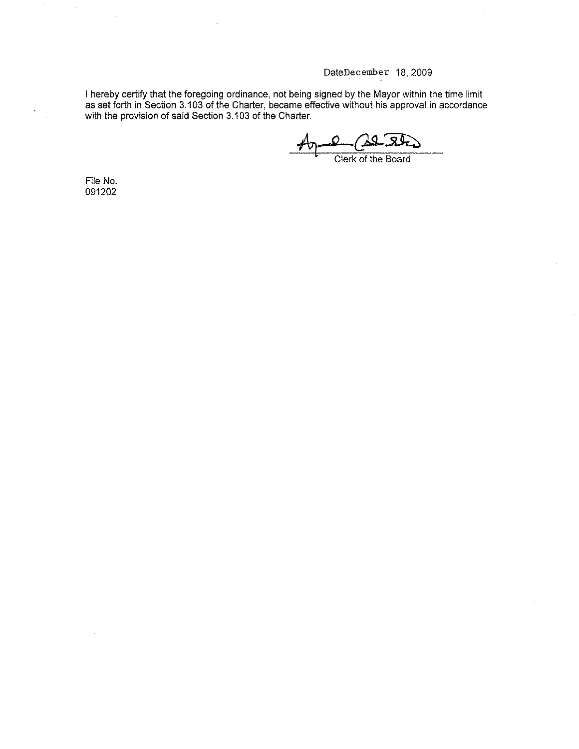DateDecember 18, 2009

I hereby certify that the foregoing ordinance, not being signed by the Mayor within the time limit as set forth in Section 3.103 of the Charter, became effective without his approval in accordance with the provision of said Section 3.103 of the Charter.

Clerk of the Board

File No.
091202